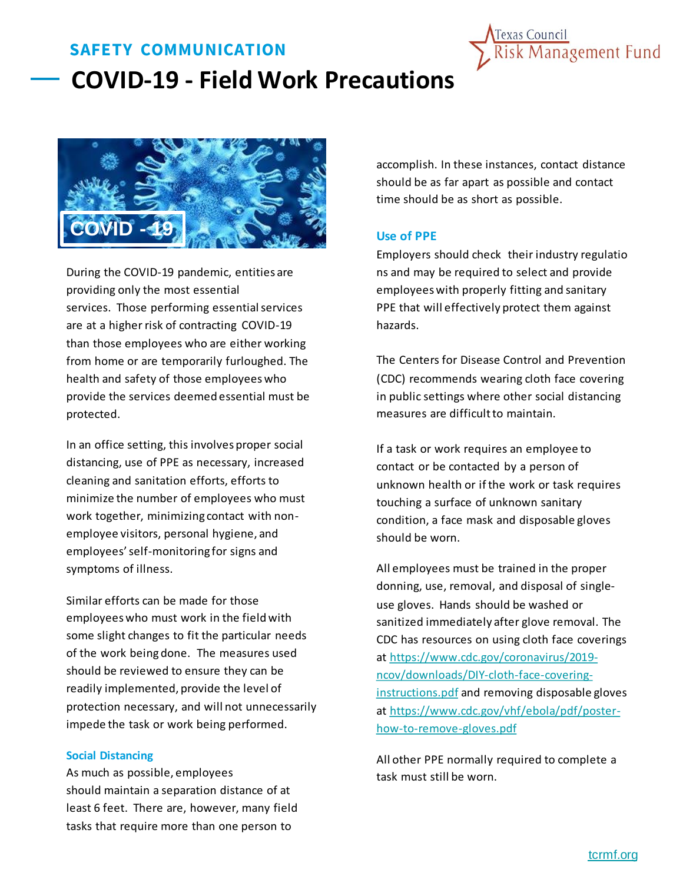SAFETY COMMUNICATION

# COVID-19 - Field Work Precautions

During the COVID-19 pandemic, entities are providing only the most essential services. Those performing essential services are at a higher risk of contracting COVID-19 than those employees who are either working from home or are temporarily furloughed. The health and safety of those employees who provide the services deemed essential must be protected.

In an office setting, this involves proper social distancing, use of PPE as necessary, increased cleaning and sanitation efforts, efforts to minimize the number of employees who must work together, minimizing contact with non-employee visitors, personal hygiene, and employees' self-monitoring for signs and symptoms of illness.

Similar efforts can be made for those employees who must work in the field with some slight changes to fit the particular needs of the work being done. The measures used should be reviewed to ensure they can be readily implemented, provide the level of protection necessary, and will not unnecessarily impede the task or work being performed.

## Social Distancing

As much as possible, employees should maintain a separation distance of at least 6 feet. There are, however, many field tasks that require more than one person to accomplish. In these instances, contact distance should be as far apart as possible and contact time should be as short as possible.

## Use of PPE

Employers should check their industry regulations and may be required to select and provide employees with properly fitting and sanitary PPE that will effectively protect them against hazards.

The Centers for Disease Control and Prevention (CDC) recommends wearing cloth face covering in public settings where other social distancing measures are difficult to maintain.

If a task or work requires an employee to contact or be contacted by a person of unknown health or if the work or task requires touching a surface of unknown sanitary condition, a face mask and disposable gloves should be worn.

All employees must be trained in the proper donning, use, removal, and disposal of single-use gloves. Hands should be washed or sanitized immediately after glove removal. The CDC has resources on using cloth face coverings at https://www.cdc.gov/coronavirus/2019-ncov/downloads/DIY-cloth-face-covering-instructions.pdf and removing disposable gloves at https://www.cdc.gov/vhf/ebola/pdf/poster-how-to-remove-gloves.pdf

All other PPE normally required to complete a task must still be worn.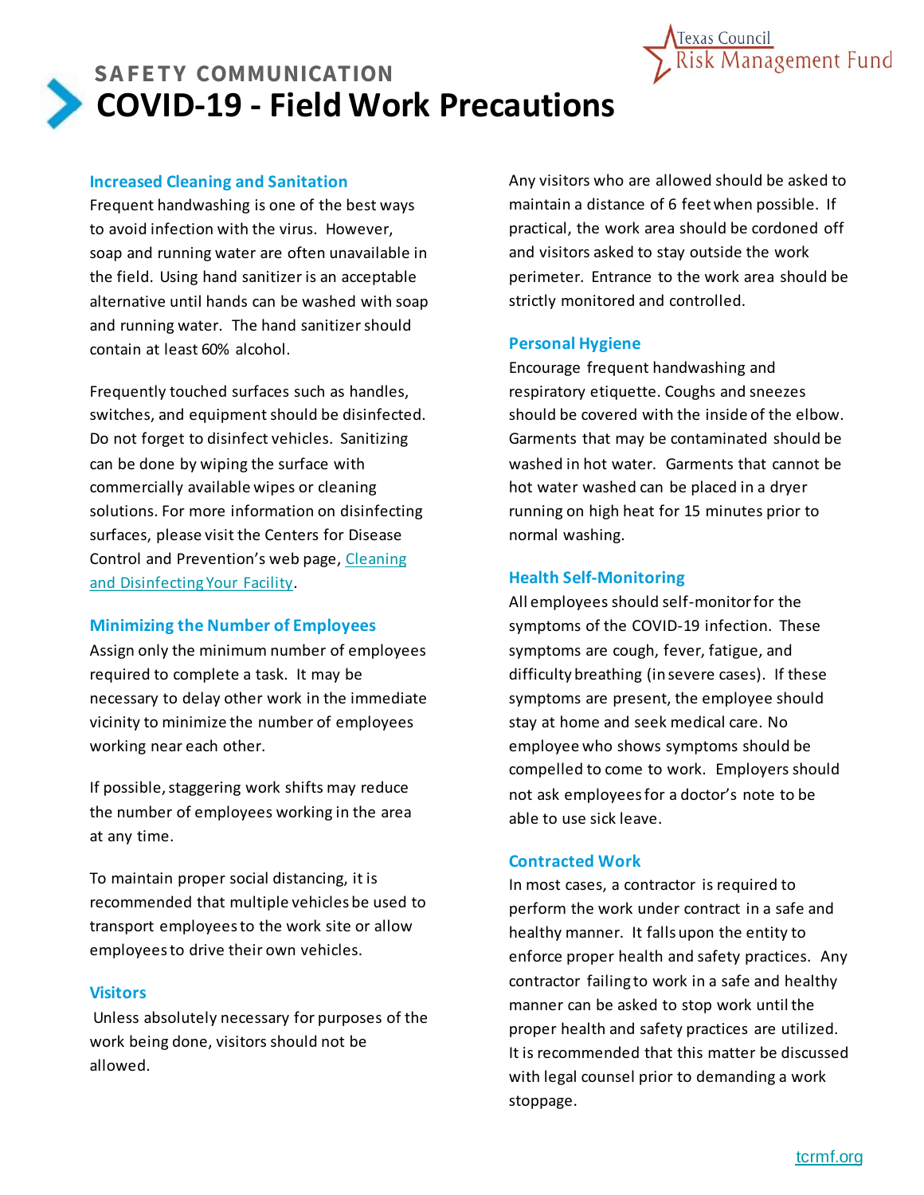## SAFETY COMMUNICATION

# COVID-19 - Field Work Precautions

### Increased Cleaning and Sanitation

Frequent handwashing is one of the best ways to avoid infection with the virus. However, soap and running water are often unavailable in the field. Using hand sanitizer is an acceptable alternative until hands can be washed with soap and running water. The hand sanitizer should contain at least 60% alcohol.

Frequently touched surfaces such as handles, switches, and equipment should be disinfected. Do not forget to disinfect vehicles. Sanitizing can be done by wiping the surface with commercially available wipes or cleaning solutions. For more information on disinfecting surfaces, please visit the Centers for Disease Control and Prevention's web page, [Cleaning and Disinfecting Your Facility](#).

### Minimizing the Number of Employees

Assign only the minimum number of employees required to complete a task. It may be necessary to delay other work in the immediate vicinity to minimize the number of employees working near each other.

If possible, staggering work shifts may reduce the number of employees working in the area at any time.

To maintain proper social distancing, it is recommended that multiple vehicles be used to transport employees to the work site or allow employees to drive their own vehicles.

### Visitors

Unless absolutely necessary for purposes of the work being done, visitors should not be allowed.

Any visitors who are allowed should be asked to maintain a distance of 6 feet when possible. If practical, the work area should be cordoned off and visitors asked to stay outside the work perimeter. Entrance to the work area should be strictly monitored and controlled.

### Personal Hygiene

Encourage frequent handwashing and respiratory etiquette. Coughs and sneezes should be covered with the inside of the elbow. Garments that may be contaminated should be washed in hot water. Garments that cannot be hot water washed can be placed in a dryer running on high heat for 15 minutes prior to normal washing.

### Health Self-Monitoring

All employees should self-monitor for the symptoms of the COVID-19 infection. These symptoms are cough, fever, fatigue, and difficulty breathing (in severe cases). If these symptoms are present, the employee should stay at home and seek medical care. No employee who shows symptoms should be compelled to come to work. Employers should not ask employees for a doctor's note to be able to use sick leave.

### Contracted Work

In most cases, a contractor is required to perform the work under contract in a safe and healthy manner. It falls upon the entity to enforce proper health and safety practices. Any contractor failing to work in a safe and healthy manner can be asked to stop work until the proper health and safety practices are utilized. It is recommended that this matter be discussed with legal counsel prior to demanding a work stoppage.